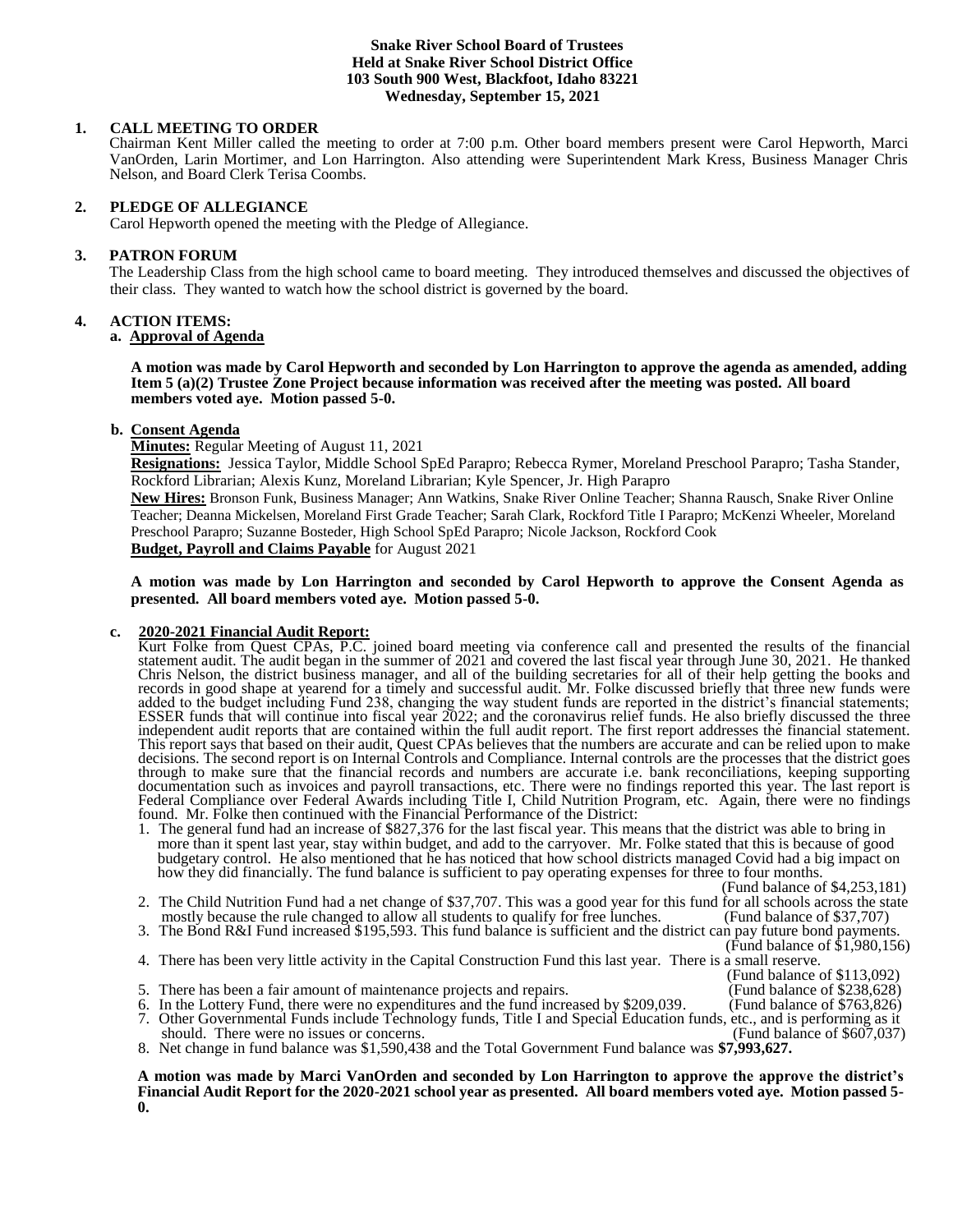**Snake River School Board of Trustees**
**Held at Snake River School District Office**
**103 South 900 West, Blackfoot, Idaho 83221**
**Wednesday, September 15, 2021**

## 1. CALL MEETING TO ORDER

Chairman Kent Miller called the meeting to order at 7:00 p.m. Other board members present were Carol Hepworth, Marci VanOrden, Larin Mortimer, and Lon Harrington. Also attending were Superintendent Mark Kress, Business Manager Chris Nelson, and Board Clerk Terisa Coombs.

## 2. PLEDGE OF ALLEGIANCE

Carol Hepworth opened the meeting with the Pledge of Allegiance.

## 3. PATRON FORUM

The Leadership Class from the high school came to board meeting. They introduced themselves and discussed the objectives of their class. They wanted to watch how the school district is governed by the board.

## 4. ACTION ITEMS:

### a. Approval of Agenda

**A motion was made by Carol Hepworth and seconded by Lon Harrington to approve the agenda as amended, adding Item 5 (a)(2) Trustee Zone Project because information was received after the meeting was posted. All board members voted aye. Motion passed 5-0.**

### b. Consent Agenda

**Minutes:** Regular Meeting of August 11, 2021

**Resignations:** Jessica Taylor, Middle School SpEd Parapro; Rebecca Rymer, Moreland Preschool Parapro; Tasha Stander, Rockford Librarian; Alexis Kunz, Moreland Librarian; Kyle Spencer, Jr. High Parapro

**New Hires:** Bronson Funk, Business Manager; Ann Watkins, Snake River Online Teacher; Shanna Rausch, Snake River Online Teacher; Deanna Mickelsen, Moreland First Grade Teacher; Sarah Clark, Rockford Title I Parapro; McKenzi Wheeler, Moreland Preschool Parapro; Suzanne Bosteder, High School SpEd Parapro; Nicole Jackson, Rockford Cook

**Budget, Payroll and Claims Payable** for August 2021

**A motion was made by Lon Harrington and seconded by Carol Hepworth to approve the Consent Agenda as presented. All board members voted aye. Motion passed 5-0.**

### c. 2020-2021 Financial Audit Report:

Kurt Folke from Quest CPAs, P.C. joined board meeting via conference call and presented the results of the financial statement audit. The audit began in the summer of 2021 and covered the last fiscal year through June 30, 2021. He thanked Chris Nelson, the district business manager, and all of the building secretaries for all of their help getting the books and records in good shape at yearend for a timely and successful audit. Mr. Folke discussed briefly that three new funds were added to the budget including Fund 238, changing the way student funds are reported in the district's financial statements; ESSER funds that will continue into fiscal year 2022; and the coronavirus relief funds. He also briefly discussed the three independent audit reports that are contained within the full audit report. The first report addresses the financial statement. This report says that based on their audit, Quest CPAs believes that the numbers are accurate and can be relied upon to make decisions. The second report is on Internal Controls and Compliance. Internal controls are the processes that the district goes through to make sure that the financial records and numbers are accurate i.e. bank reconciliations, keeping supporting documentation such as invoices and payroll transactions, etc. There were no findings reported this year. The last report is Federal Compliance over Federal Awards including Title I, Child Nutrition Program, etc. Again, there were no findings found. Mr. Folke then continued with the Financial Performance of the District:

1. The general fund had an increase of $827,376 for the last fiscal year. This means that the district was able to bring in more than it spent last year, stay within budget, and add to the carryover. Mr. Folke stated that this is because of good budgetary control. He also mentioned that he has noticed that how school districts managed Covid had a big impact on how they did financially. The fund balance is sufficient to pay operating expenses for three to four months. (Fund balance of $4,253,181)
2. The Child Nutrition Fund had a net change of $37,707. This was a good year for this fund for all schools across the state mostly because the rule changed to allow all students to qualify for free lunches. (Fund balance of $37,707)
3. The Bond R&I Fund increased $195,593. This fund balance is sufficient and the district can pay future bond payments. (Fund balance of $1,980,156)
4. There has been very little activity in the Capital Construction Fund this last year. There is a small reserve. (Fund balance of $113,092)
5. There has been a fair amount of maintenance projects and repairs. (Fund balance of $238,628)
6. In the Lottery Fund, there were no expenditures and the fund increased by $209,039. (Fund balance of $763,826)
7. Other Governmental Funds include Technology funds, Title I and Special Education funds, etc., and is performing as it should. There were no issues or concerns. (Fund balance of $607,037)
8. Net change in fund balance was $1,590,438 and the Total Government Fund balance was **$7,993,627.**

**A motion was made by Marci VanOrden and seconded by Lon Harrington to approve the approve the district's Financial Audit Report for the 2020-2021 school year as presented. All board members voted aye. Motion passed 5-0.**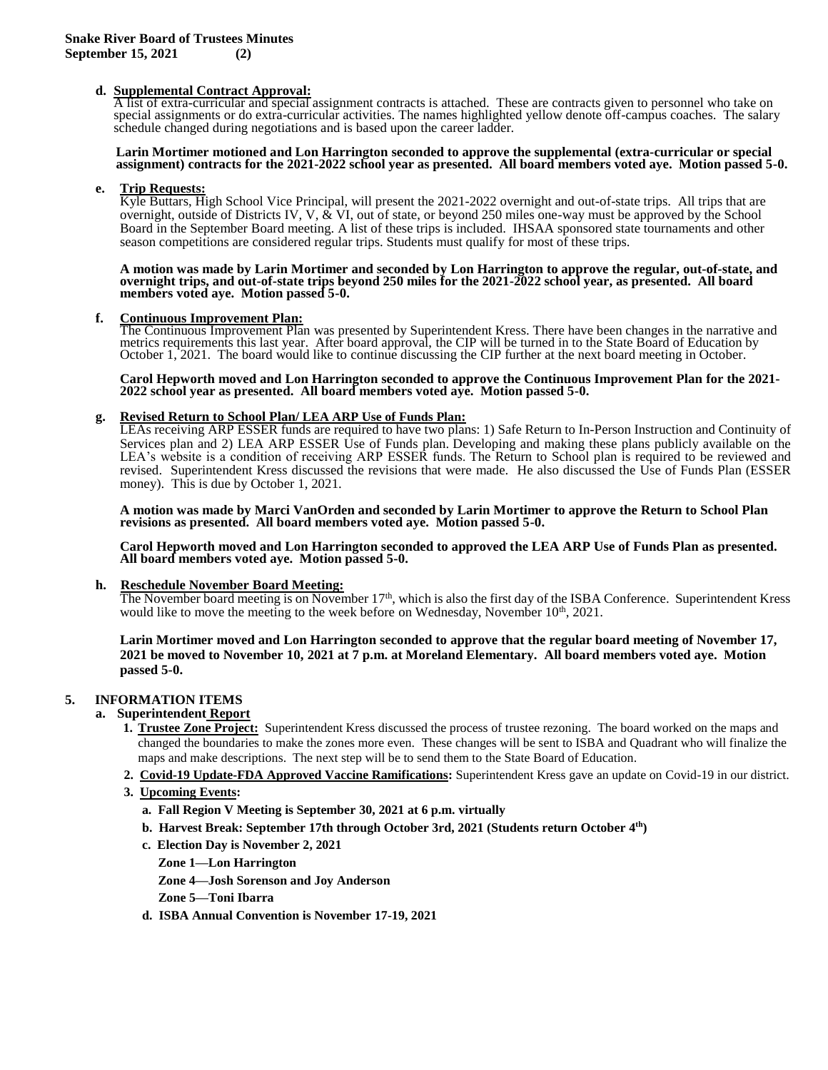**d. Supplemental Contract Approval:**

A list of extra-curricular and special assignment contracts is attached. These are contracts given to personnel who take on special assignments or do extra-curricular activities. The names highlighted yellow denote off-campus coaches. The salary schedule changed during negotiations and is based upon the career ladder.

**Larin Mortimer motioned and Lon Harrington seconded to approve the supplemental (extra-curricular or special assignment) contracts for the 2021-2022 school year as presented. All board members voted aye. Motion passed 5-0.**

**e. Trip Requests:**

Kyle Buttars, High School Vice Principal, will present the 2021-2022 overnight and out-of-state trips. All trips that are overnight, outside of Districts IV, V, & VI, out of state, or beyond 250 miles one-way must be approved by the School Board in the September Board meeting. A list of these trips is included. IHSAA sponsored state tournaments and other season competitions are considered regular trips. Students must qualify for most of these trips.

**A motion was made by Larin Mortimer and seconded by Lon Harrington to approve the regular, out-of-state, and overnight trips, and out-of-state trips beyond 250 miles for the 2021-2022 school year, as presented. All board members voted aye. Motion passed 5-0.**

**f. Continuous Improvement Plan:**

The Continuous Improvement Plan was presented by Superintendent Kress. There have been changes in the narrative and metrics requirements this last year. After board approval, the CIP will be turned in to the State Board of Education by October 1, 2021. The board would like to continue discussing the CIP further at the next board meeting in October.

**Carol Hepworth moved and Lon Harrington seconded to approve the Continuous Improvement Plan for the 2021-2022 school year as presented. All board members voted aye. Motion passed 5-0.**

**g. Revised Return to School Plan/ LEA ARP Use of Funds Plan:**

LEAs receiving ARP ESSER funds are required to have two plans: 1) Safe Return to In-Person Instruction and Continuity of Services plan and 2) LEA ARP ESSER Use of Funds plan. Developing and making these plans publicly available on the LEA's website is a condition of receiving ARP ESSER funds. The Return to School plan is required to be reviewed and revised. Superintendent Kress discussed the revisions that were made. He also discussed the Use of Funds Plan (ESSER money). This is due by October 1, 2021.

**A motion was made by Marci VanOrden and seconded by Larin Mortimer to approve the Return to School Plan revisions as presented. All board members voted aye. Motion passed 5-0.**

**Carol Hepworth moved and Lon Harrington seconded to approved the LEA ARP Use of Funds Plan as presented. All board members voted aye. Motion passed 5-0.**

**h. Reschedule November Board Meeting:**

The November board meeting is on November 17th, which is also the first day of the ISBA Conference. Superintendent Kress would like to move the meeting to the week before on Wednesday, November 10th, 2021.

**Larin Mortimer moved and Lon Harrington seconded to approve that the regular board meeting of November 17, 2021 be moved to November 10, 2021 at 7 p.m. at Moreland Elementary. All board members voted aye. Motion passed 5-0.**

## 5. INFORMATION ITEMS

**a. Superintendent Report**

1. **Trustee Zone Project:** Superintendent Kress discussed the process of trustee rezoning. The board worked on the maps and changed the boundaries to make the zones more even. These changes will be sent to ISBA and Quadrant who will finalize the maps and make descriptions. The next step will be to send them to the State Board of Education.
2. **Covid-19 Update-FDA Approved Vaccine Ramifications:** Superintendent Kress gave an update on Covid-19 in our district.
3. **Upcoming Events:**
   - **a. Fall Region V Meeting is September 30, 2021 at 6 p.m. virtually**
   - **b. Harvest Break: September 17th through October 3rd, 2021 (Students return October 4th)**
   - **c. Election Day is November 2, 2021**
     - **Zone 1—Lon Harrington**
     - **Zone 4—Josh Sorenson and Joy Anderson**
     - **Zone 5—Toni Ibarra**
   - **d. ISBA Annual Convention is November 17-19, 2021**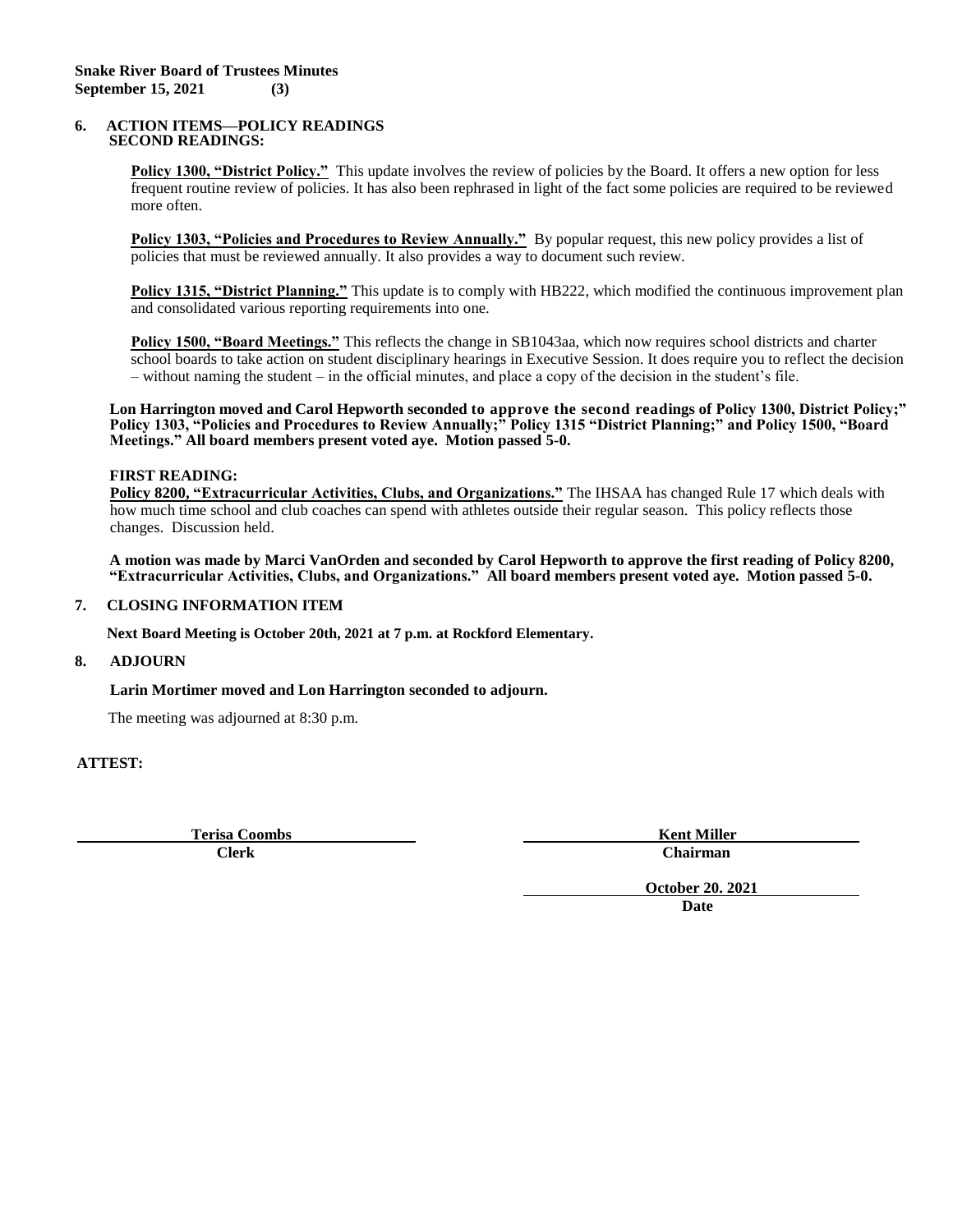**6. ACTION ITEMS—POLICY READINGS**
**SECOND READINGS:**

**Policy 1300, "District Policy."** This update involves the review of policies by the Board. It offers a new option for less frequent routine review of policies. It has also been rephrased in light of the fact some policies are required to be reviewed more often.

**Policy 1303, "Policies and Procedures to Review Annually."** By popular request, this new policy provides a list of policies that must be reviewed annually. It also provides a way to document such review.

**Policy 1315, "District Planning."** This update is to comply with HB222, which modified the continuous improvement plan and consolidated various reporting requirements into one.

**Policy 1500, "Board Meetings."** This reflects the change in SB1043aa, which now requires school districts and charter school boards to take action on student disciplinary hearings in Executive Session. It does require you to reflect the decision – without naming the student – in the official minutes, and place a copy of the decision in the student's file.

**Lon Harrington moved and Carol Hepworth seconded to approve the second readings of Policy 1300, District Policy;" Policy 1303, "Policies and Procedures to Review Annually;" Policy 1315 "District Planning;" and Policy 1500, "Board Meetings." All board members present voted aye. Motion passed 5-0.**

**FIRST READING:**
**Policy 8200, "Extracurricular Activities, Clubs, and Organizations."** The IHSAA has changed Rule 17 which deals with how much time school and club coaches can spend with athletes outside their regular season. This policy reflects those changes. Discussion held.

**A motion was made by Marci VanOrden and seconded by Carol Hepworth to approve the first reading of Policy 8200, "Extracurricular Activities, Clubs, and Organizations." All board members present voted aye. Motion passed 5-0.**

**7. CLOSING INFORMATION ITEM**

**Next Board Meeting is October 20th, 2021 at 7 p.m. at Rockford Elementary.**

**8. ADJOURN**

**Larin Mortimer moved and Lon Harrington seconded to adjourn.**

The meeting was adjourned at 8:30 p.m.

**ATTEST:**

**Terisa Coombs**
**Clerk**

**Kent Miller**
**Chairman**

**October 20. 2021**
**Date**